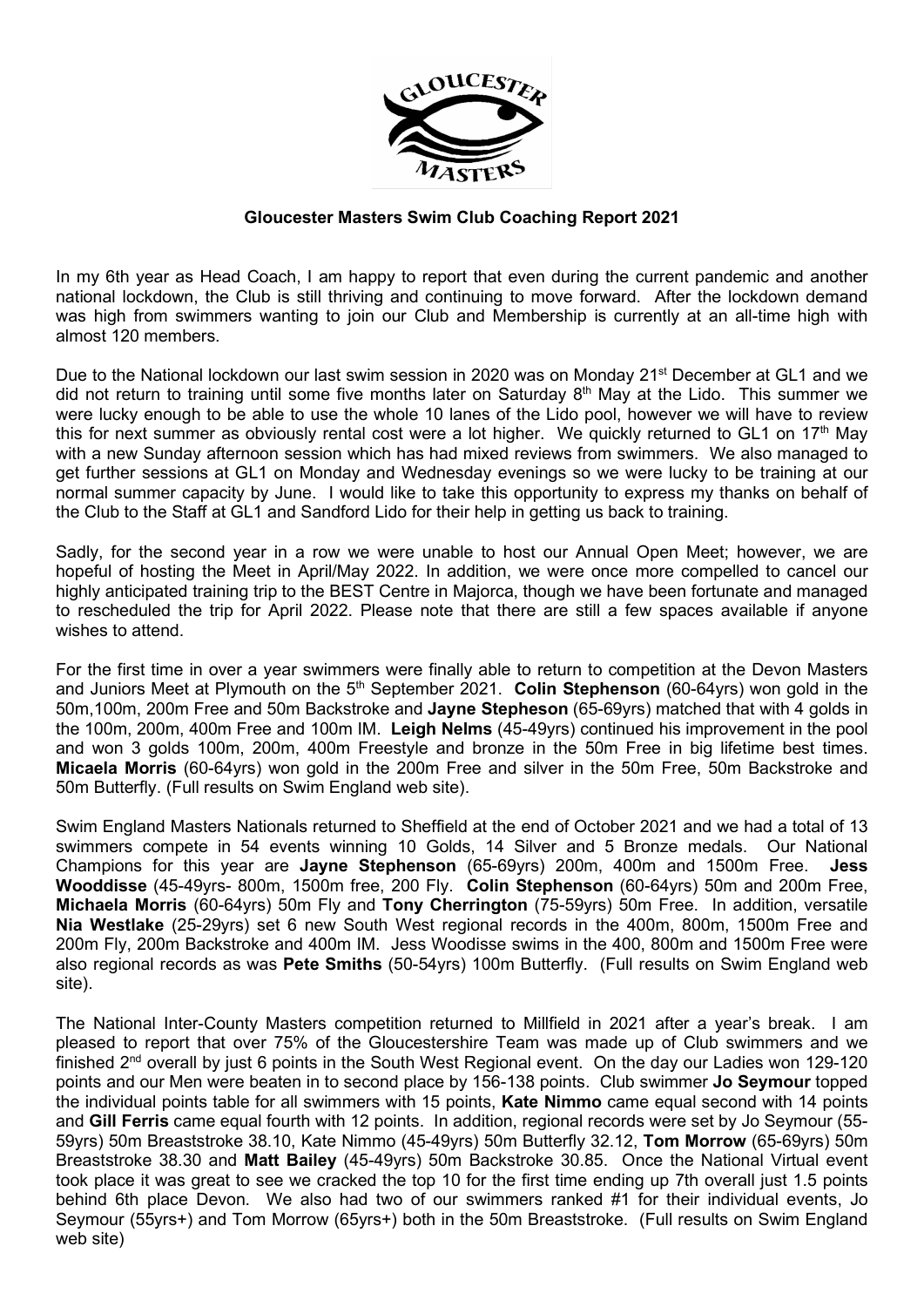**Gloucester Masters Swim Club Coaching Report 2021**

In my 6th year as Head Coach, I am happy to report that even during the current pandemic and another national lockdown, the Club is still thriving and continuing to move forward. After the lockdown demand was high from swimmers wanting to join our Club and Membership is currently at an all-time high with almost 120 members.

Due to the National lockdown our last swim session in 2020 was on Monday 21st December at GL1 and we did not return to training until some five months later on Saturday 8th May at the Lido. This summer we were lucky enough to be able to use the whole 10 lanes of the Lido pool, however we will have to review this for next summer as obviously rental cost were a lot higher. We quickly returned to GL1 on 17th May with a new Sunday afternoon session which has had mixed reviews from swimmers. We also managed to get further sessions at GL1 on Monday and Wednesday evenings so we were lucky to be training at our normal summer capacity by June. I would like to take this opportunity to express my thanks on behalf of the Club to the Staff at GL1 and Sandford Lido for their help in getting us back to training.

Sadly, for the second year in a row we were unable to host our Annual Open Meet; however, we are hopeful of hosting the Meet in April/May 2022. In addition, we were once more compelled to cancel our highly anticipated training trip to the BEST Centre in Majorca, though we have been fortunate and managed to rescheduled the trip for April 2022. Please note that there are still a few spaces available if anyone wishes to attend.

For the first time in over a year swimmers were finally able to return to competition at the Devon Masters and Juniors Meet at Plymouth on the 5th September 2021. **Colin Stephenson** (60-64yrs) won gold in the 50m,100m, 200m Free and 50m Backstroke and **Jayne Stepheson** (65-69yrs) matched that with 4 golds in the 100m, 200m, 400m Free and 100m IM. **Leigh Nelms** (45-49yrs) continued his improvement in the pool and won 3 golds 100m, 200m, 400m Freestyle and bronze in the 50m Free in big lifetime best times. **Micaela Morris** (60-64yrs) won gold in the 200m Free and silver in the 50m Free, 50m Backstroke and 50m Butterfly. (Full results on Swim England web site).

Swim England Masters Nationals returned to Sheffield at the end of October 2021 and we had a total of 13 swimmers compete in 54 events winning 10 Golds, 14 Silver and 5 Bronze medals. Our National Champions for this year are **Jayne Stephenson** (65-69yrs) 200m, 400m and 1500m Free. **Jess Wooddisse** (45-49yrs- 800m, 1500m free, 200 Fly. **Colin Stephenson** (60-64yrs) 50m and 200m Free, **Michaela Morris** (60-64yrs) 50m Fly and **Tony Cherrington** (75-59yrs) 50m Free. In addition, versatile **Nia Westlake** (25-29yrs) set 6 new South West regional records in the 400m, 800m, 1500m Free and 200m Fly, 200m Backstroke and 400m IM. Jess Woodisse swims in the 400, 800m and 1500m Free were also regional records as was **Pete Smiths** (50-54yrs) 100m Butterfly. (Full results on Swim England web site).

The National Inter-County Masters competition returned to Millfield in 2021 after a year's break. I am pleased to report that over 75% of the Gloucestershire Team was made up of Club swimmers and we finished 2nd overall by just 6 points in the South West Regional event. On the day our Ladies won 129-120 points and our Men were beaten in to second place by 156-138 points. Club swimmer **Jo Seymour** topped the individual points table for all swimmers with 15 points, **Kate Nimmo** came equal second with 14 points and **Gill Ferris** came equal fourth with 12 points. In addition, regional records were set by Jo Seymour (55-59yrs) 50m Breaststroke 38.10, Kate Nimmo (45-49yrs) 50m Butterfly 32.12, **Tom Morrow** (65-69yrs) 50m Breaststroke 38.30 and **Matt Bailey** (45-49yrs) 50m Backstroke 30.85. Once the National Virtual event took place it was great to see we cracked the top 10 for the first time ending up 7th overall just 1.5 points behind 6th place Devon. We also had two of our swimmers ranked #1 for their individual events, Jo Seymour (55yrs+) and Tom Morrow (65yrs+) both in the 50m Breaststroke. (Full results on Swim England web site)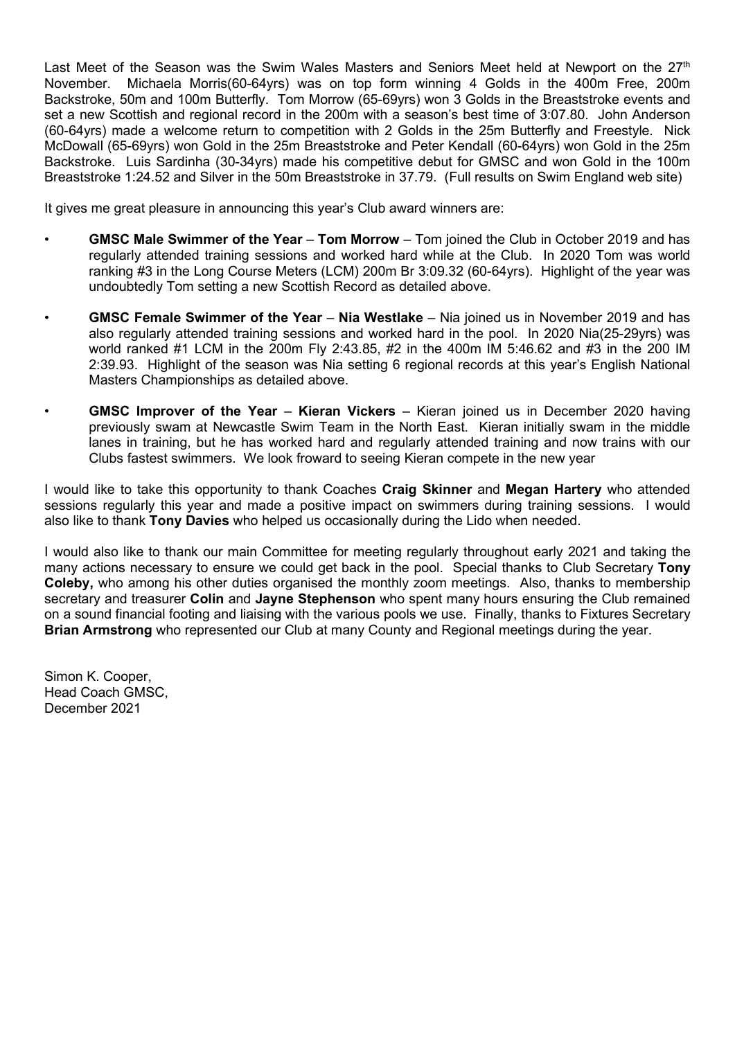Last Meet of the Season was the Swim Wales Masters and Seniors Meet held at Newport on the 27th November. Michaela Morris(60-64yrs) was on top form winning 4 Golds in the 400m Free, 200m Backstroke, 50m and 100m Butterfly. Tom Morrow (65-69yrs) won 3 Golds in the Breaststroke events and set a new Scottish and regional record in the 200m with a season's best time of 3:07.80. John Anderson (60-64yrs) made a welcome return to competition with 2 Golds in the 25m Butterfly and Freestyle. Nick McDowall (65-69yrs) won Gold in the 25m Breaststroke and Peter Kendall (60-64yrs) won Gold in the 25m Backstroke. Luis Sardinha (30-34yrs) made his competitive debut for GMSC and won Gold in the 100m Breaststroke 1:24.52 and Silver in the 50m Breaststroke in 37.79. (Full results on Swim England web site)

It gives me great pleasure in announcing this year's Club award winners are:

- **GMSC Male Swimmer of the Year** – **Tom Morrow** – Tom joined the Club in October 2019 and has regularly attended training sessions and worked hard while at the Club. In 2020 Tom was world ranking #3 in the Long Course Meters (LCM) 200m Br 3:09.32 (60-64yrs). Highlight of the year was undoubtedly Tom setting a new Scottish Record as detailed above.
- **GMSC Female Swimmer of the Year** – **Nia Westlake** – Nia joined us in November 2019 and has also regularly attended training sessions and worked hard in the pool. In 2020 Nia(25-29yrs) was world ranked #1 LCM in the 200m Fly 2:43.85, #2 in the 400m IM 5:46.62 and #3 in the 200 IM 2:39.93. Highlight of the season was Nia setting 6 regional records at this year's English National Masters Championships as detailed above.
- **GMSC Improver of the Year** – **Kieran Vickers** – Kieran joined us in December 2020 having previously swam at Newcastle Swim Team in the North East. Kieran initially swam in the middle lanes in training, but he has worked hard and regularly attended training and now trains with our Clubs fastest swimmers. We look froward to seeing Kieran compete in the new year

I would like to take this opportunity to thank Coaches **Craig Skinner** and **Megan Hartery** who attended sessions regularly this year and made a positive impact on swimmers during training sessions. I would also like to thank **Tony Davies** who helped us occasionally during the Lido when needed.

I would also like to thank our main Committee for meeting regularly throughout early 2021 and taking the many actions necessary to ensure we could get back in the pool. Special thanks to Club Secretary **Tony Coleby,** who among his other duties organised the monthly zoom meetings. Also, thanks to membership secretary and treasurer **Colin** and **Jayne Stephenson** who spent many hours ensuring the Club remained on a sound financial footing and liaising with the various pools we use. Finally, thanks to Fixtures Secretary **Brian Armstrong** who represented our Club at many County and Regional meetings during the year.

Simon K. Cooper,
Head Coach GMSC,
December 2021